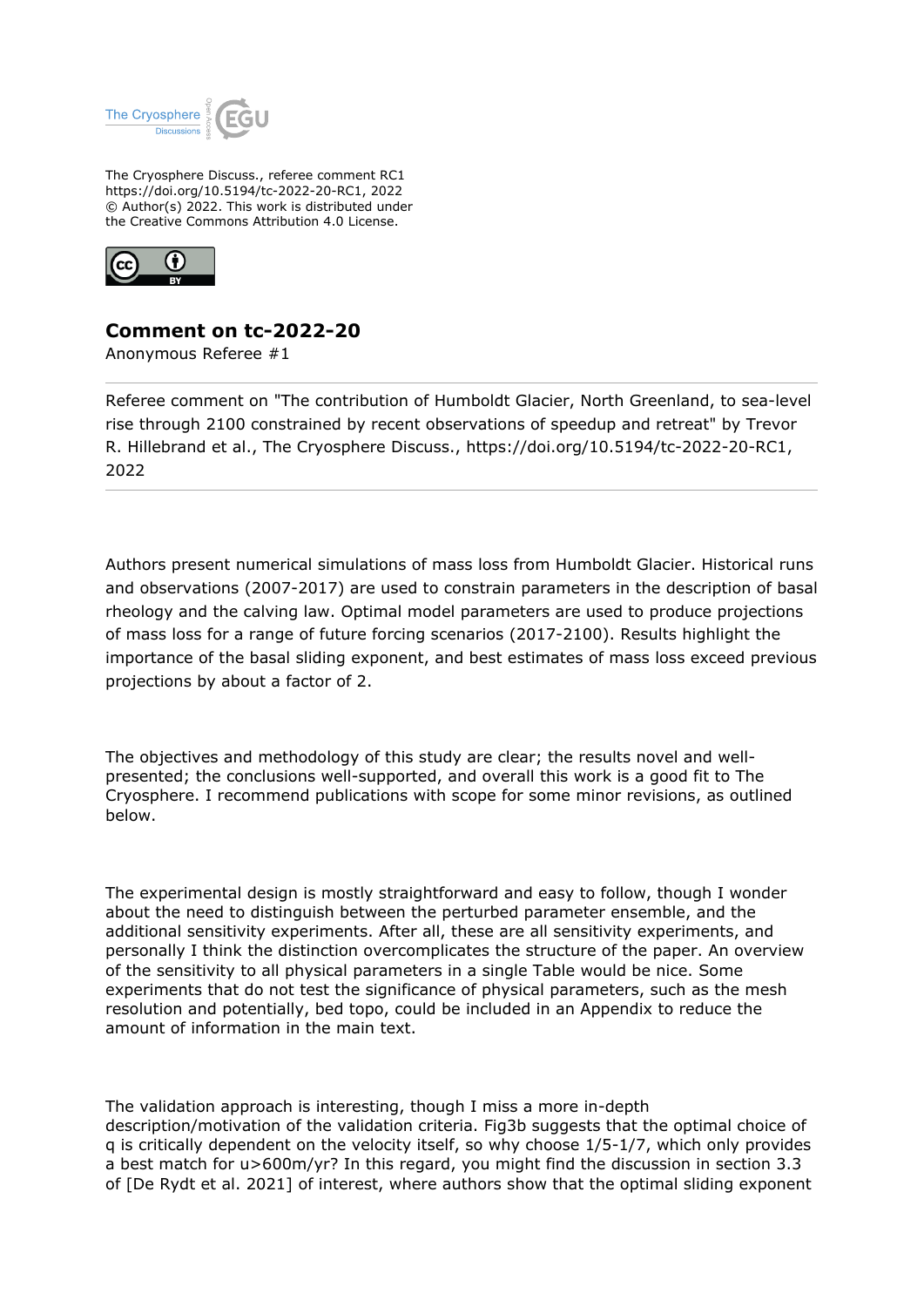The Cryosphere Discuss., referee comment RC1
https://doi.org/10.5194/tc-2022-20-RC1, 2022
© Author(s) 2022. This work is distributed under
the Creative Commons Attribution 4.0 License.

## Comment on tc-2022-20

Anonymous Referee #1

---

Referee comment on "The contribution of Humboldt Glacier, North Greenland, to sea-level rise through 2100 constrained by recent observations of speedup and retreat" by Trevor R. Hillebrand et al., The Cryosphere Discuss., https://doi.org/10.5194/tc-2022-20-RC1, 2022

---

Authors present numerical simulations of mass loss from Humboldt Glacier. Historical runs and observations (2007-2017) are used to constrain parameters in the description of basal rheology and the calving law. Optimal model parameters are used to produce projections of mass loss for a range of future forcing scenarios (2017-2100). Results highlight the importance of the basal sliding exponent, and best estimates of mass loss exceed previous projections by about a factor of 2.

The objectives and methodology of this study are clear; the results novel and well-presented; the conclusions well-supported, and overall this work is a good fit to The Cryosphere. I recommend publications with scope for some minor revisions, as outlined below.

The experimental design is mostly straightforward and easy to follow, though I wonder about the need to distinguish between the perturbed parameter ensemble, and the additional sensitivity experiments. After all, these are all sensitivity experiments, and personally I think the distinction overcomplicates the structure of the paper. An overview of the sensitivity to all physical parameters in a single Table would be nice. Some experiments that do not test the significance of physical parameters, such as the mesh resolution and potentially, bed topo, could be included in an Appendix to reduce the amount of information in the main text.

The validation approach is interesting, though I miss a more in-depth description/motivation of the validation criteria. Fig3b suggests that the optimal choice of q is critically dependent on the velocity itself, so why choose 1/5-1/7, which only provides a best match for u>600m/yr? In this regard, you might find the discussion in section 3.3 of [De Rydt et al. 2021] of interest, where authors show that the optimal sliding exponent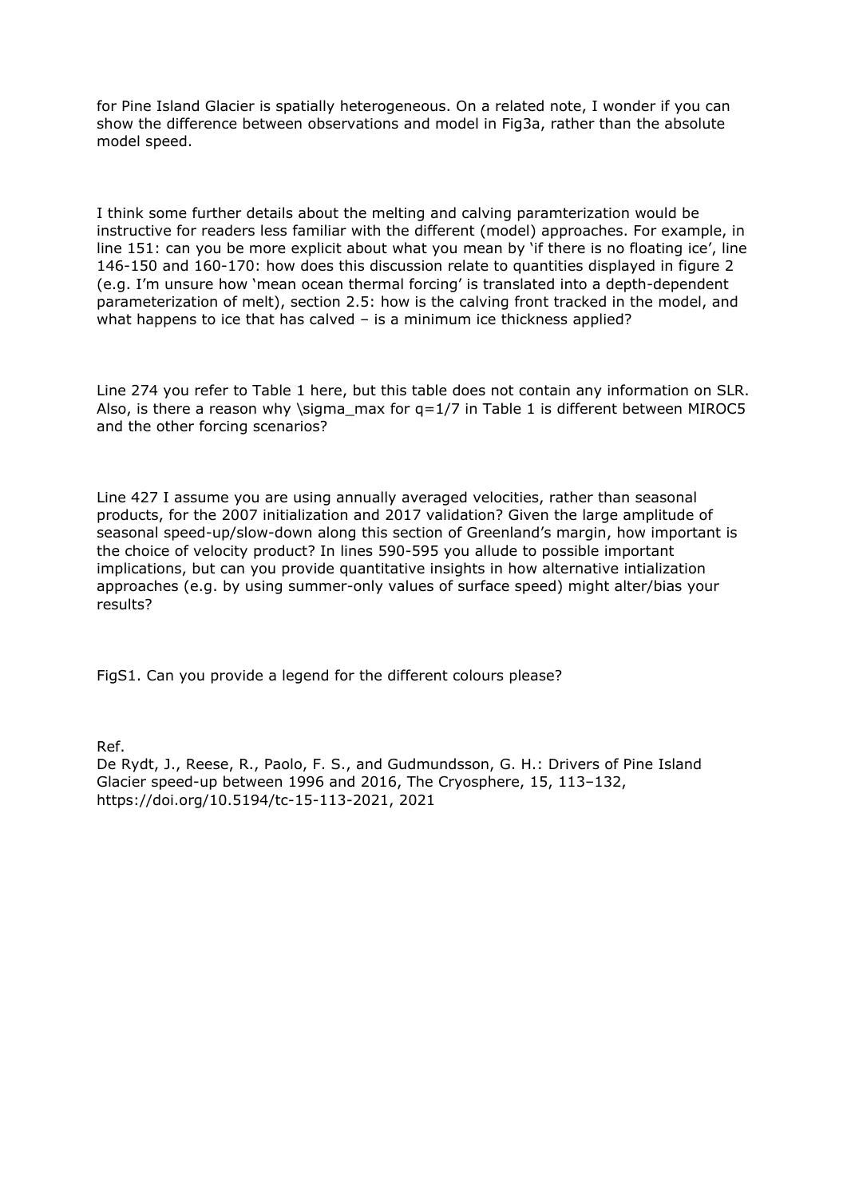for Pine Island Glacier is spatially heterogeneous. On a related note, I wonder if you can show the difference between observations and model in Fig3a, rather than the absolute model speed.

I think some further details about the melting and calving paramterization would be instructive for readers less familiar with the different (model) approaches. For example, in line 151: can you be more explicit about what you mean by 'if there is no floating ice', line 146-150 and 160-170: how does this discussion relate to quantities displayed in figure 2 (e.g. I'm unsure how 'mean ocean thermal forcing' is translated into a depth-dependent parameterization of melt), section 2.5: how is the calving front tracked in the model, and what happens to ice that has calved – is a minimum ice thickness applied?

Line 274 you refer to Table 1 here, but this table does not contain any information on SLR. Also, is there a reason why $\sigma_{max}$ for $q=1/7$ in Table 1 is different between MIROC5 and the other forcing scenarios?

Line 427 I assume you are using annually averaged velocities, rather than seasonal products, for the 2007 initialization and 2017 validation? Given the large amplitude of seasonal speed-up/slow-down along this section of Greenland's margin, how important is the choice of velocity product? In lines 590-595 you allude to possible important implications, but can you provide quantitative insights in how alternative intialization approaches (e.g. by using summer-only values of surface speed) might alter/bias your results?

FigS1. Can you provide a legend for the different colours please?

Ref.

De Rydt, J., Reese, R., Paolo, F. S., and Gudmundsson, G. H.: Drivers of Pine Island Glacier speed-up between 1996 and 2016, The Cryosphere, 15, 113–132, https://doi.org/10.5194/tc-15-113-2021, 2021